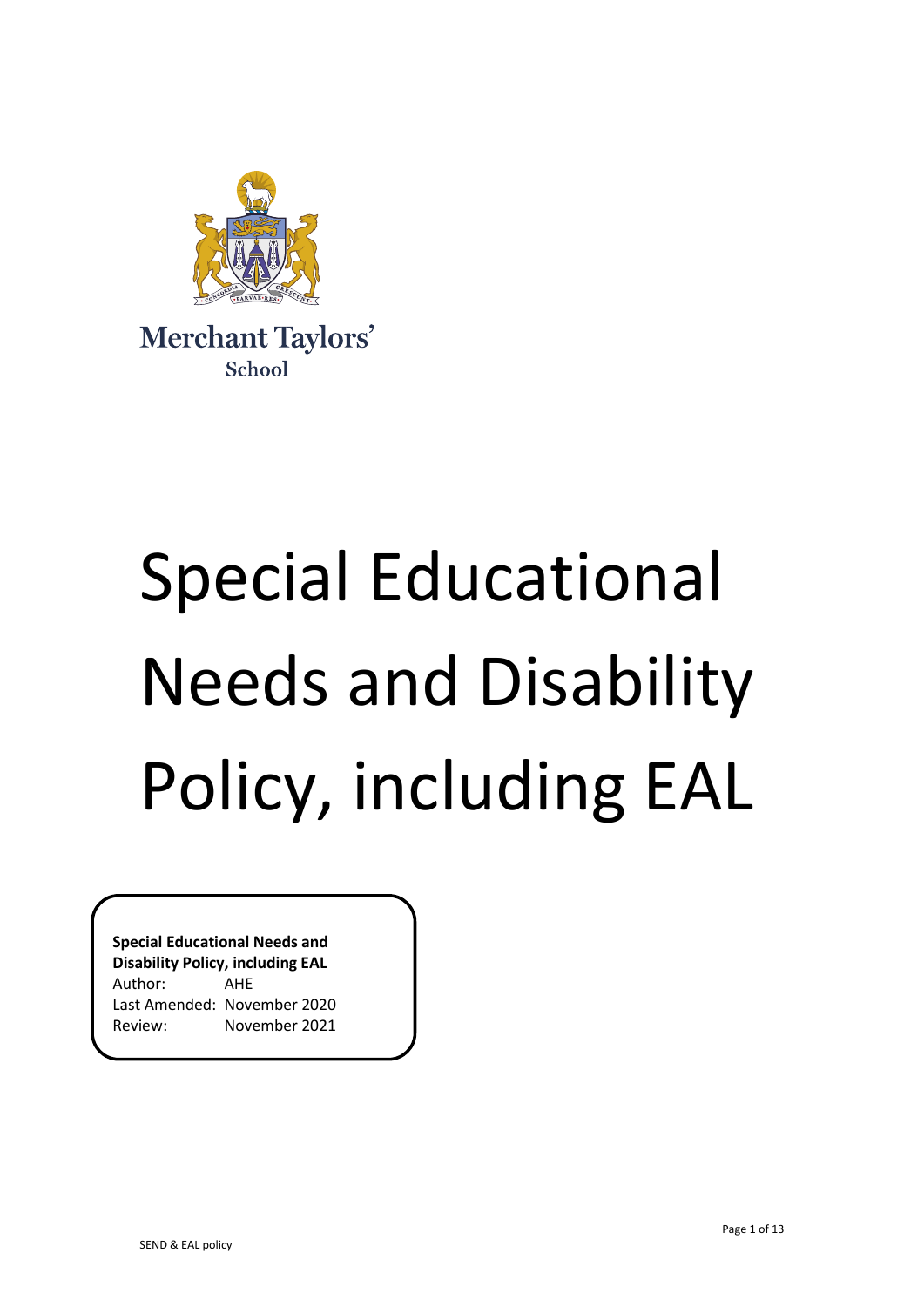Merchant Taylors'
School

# Special Educational Needs and Disability Policy, including EAL

**Special Educational Needs and Disability Policy, including EAL**

Author: AHE

Last Amended: November 2020

Review: November 2021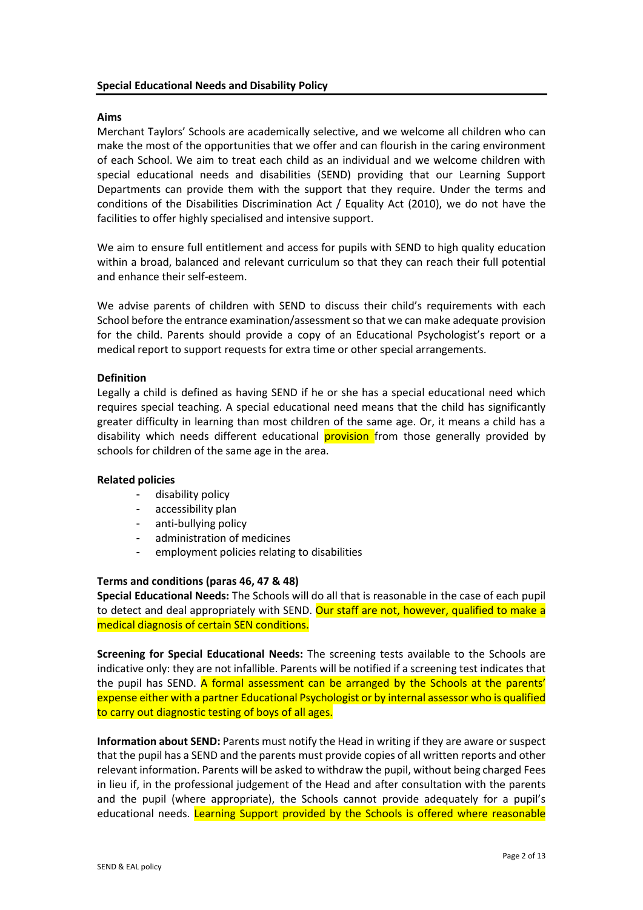## Special Educational Needs and Disability Policy

**Aims**

Merchant Taylors' Schools are academically selective, and we welcome all children who can make the most of the opportunities that we offer and can flourish in the caring environment of each School. We aim to treat each child as an individual and we welcome children with special educational needs and disabilities (SEND) providing that our Learning Support Departments can provide them with the support that they require. Under the terms and conditions of the Disabilities Discrimination Act / Equality Act (2010), we do not have the facilities to offer highly specialised and intensive support.

We aim to ensure full entitlement and access for pupils with SEND to high quality education within a broad, balanced and relevant curriculum so that they can reach their full potential and enhance their self-esteem.

We advise parents of children with SEND to discuss their child's requirements with each School before the entrance examination/assessment so that we can make adequate provision for the child. Parents should provide a copy of an Educational Psychologist's report or a medical report to support requests for extra time or other special arrangements.

**Definition**

Legally a child is defined as having SEND if he or she has a special educational need which requires special teaching. A special educational need means that the child has significantly greater difficulty in learning than most children of the same age. Or, it means a child has a disability which needs different educational provision from those generally provided by schools for children of the same age in the area.

**Related policies**

- disability policy
- accessibility plan
- anti-bullying policy
- administration of medicines
- employment policies relating to disabilities

**Terms and conditions (paras 46, 47 & 48)**

**Special Educational Needs:** The Schools will do all that is reasonable in the case of each pupil to detect and deal appropriately with SEND. Our staff are not, however, qualified to make a medical diagnosis of certain SEN conditions.

**Screening for Special Educational Needs:** The screening tests available to the Schools are indicative only: they are not infallible. Parents will be notified if a screening test indicates that the pupil has SEND. A formal assessment can be arranged by the Schools at the parents' expense either with a partner Educational Psychologist or by internal assessor who is qualified to carry out diagnostic testing of boys of all ages.

**Information about SEND:** Parents must notify the Head in writing if they are aware or suspect that the pupil has a SEND and the parents must provide copies of all written reports and other relevant information. Parents will be asked to withdraw the pupil, without being charged Fees in lieu if, in the professional judgement of the Head and after consultation with the parents and the pupil (where appropriate), the Schools cannot provide adequately for a pupil's educational needs. Learning Support provided by the Schools is offered where reasonable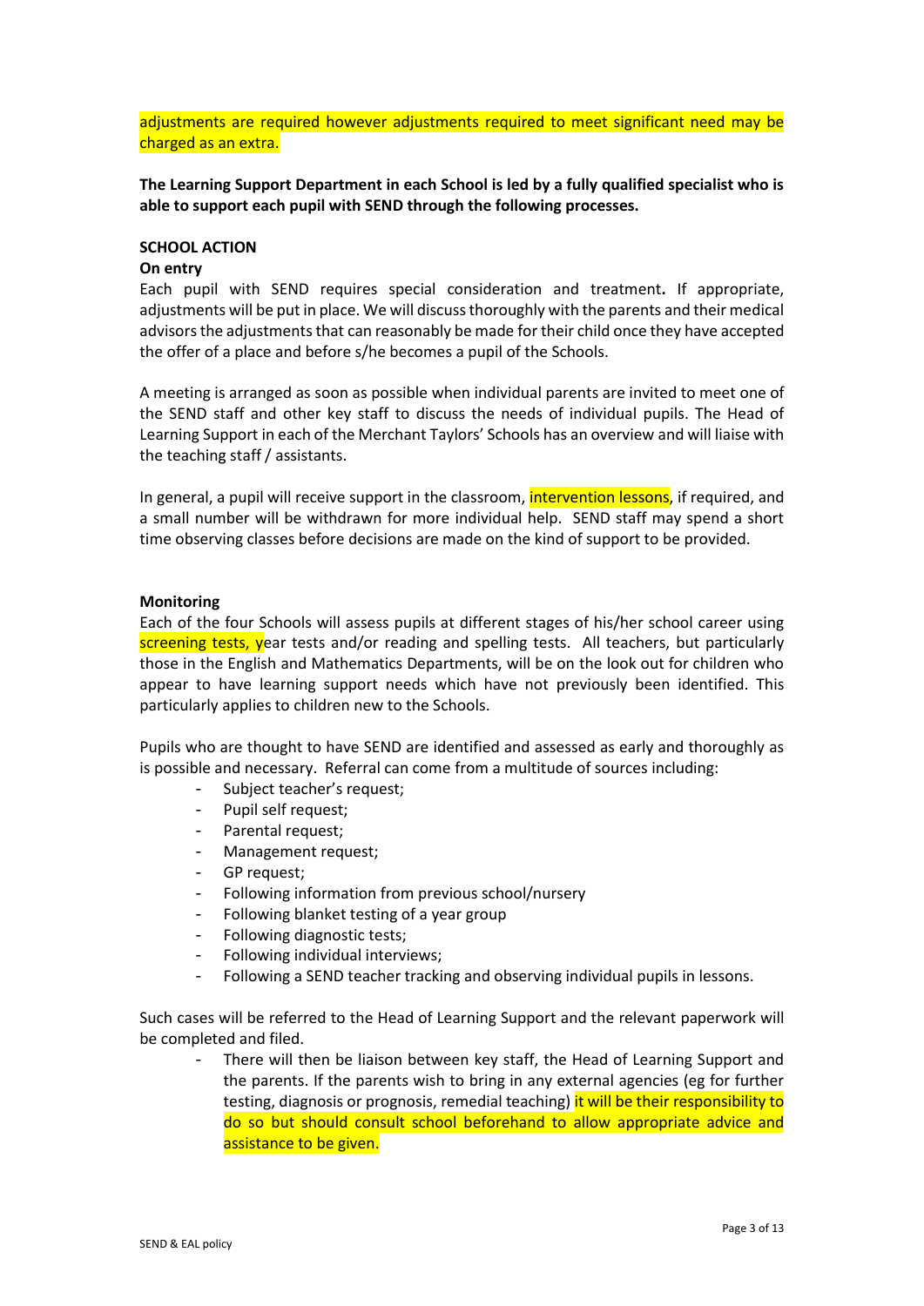adjustments are required however adjustments required to meet significant need may be charged as an extra.

**The Learning Support Department in each School is led by a fully qualified specialist who is able to support each pupil with SEND through the following processes.**

**SCHOOL ACTION**

**On entry**

Each pupil with SEND requires special consideration and treatment**.** If appropriate, adjustments will be put in place. We will discuss thoroughly with the parents and their medical advisors the adjustments that can reasonably be made for their child once they have accepted the offer of a place and before s/he becomes a pupil of the Schools.

A meeting is arranged as soon as possible when individual parents are invited to meet one of the SEND staff and other key staff to discuss the needs of individual pupils. The Head of Learning Support in each of the Merchant Taylors' Schools has an overview and will liaise with the teaching staff / assistants.

In general, a pupil will receive support in the classroom, intervention lessons, if required, and a small number will be withdrawn for more individual help. SEND staff may spend a short time observing classes before decisions are made on the kind of support to be provided.

**Monitoring**

Each of the four Schools will assess pupils at different stages of his/her school career using screening tests, year tests and/or reading and spelling tests. All teachers, but particularly those in the English and Mathematics Departments, will be on the look out for children who appear to have learning support needs which have not previously been identified. This particularly applies to children new to the Schools.

Pupils who are thought to have SEND are identified and assessed as early and thoroughly as is possible and necessary. Referral can come from a multitude of sources including:

- Subject teacher's request;
- Pupil self request;
- Parental request;
- Management request;
- GP request;
- Following information from previous school/nursery
- Following blanket testing of a year group
- Following diagnostic tests;
- Following individual interviews;
- Following a SEND teacher tracking and observing individual pupils in lessons.

Such cases will be referred to the Head of Learning Support and the relevant paperwork will be completed and filed.

- There will then be liaison between key staff, the Head of Learning Support and the parents. If the parents wish to bring in any external agencies (eg for further testing, diagnosis or prognosis, remedial teaching) it will be their responsibility to do so but should consult school beforehand to allow appropriate advice and assistance to be given.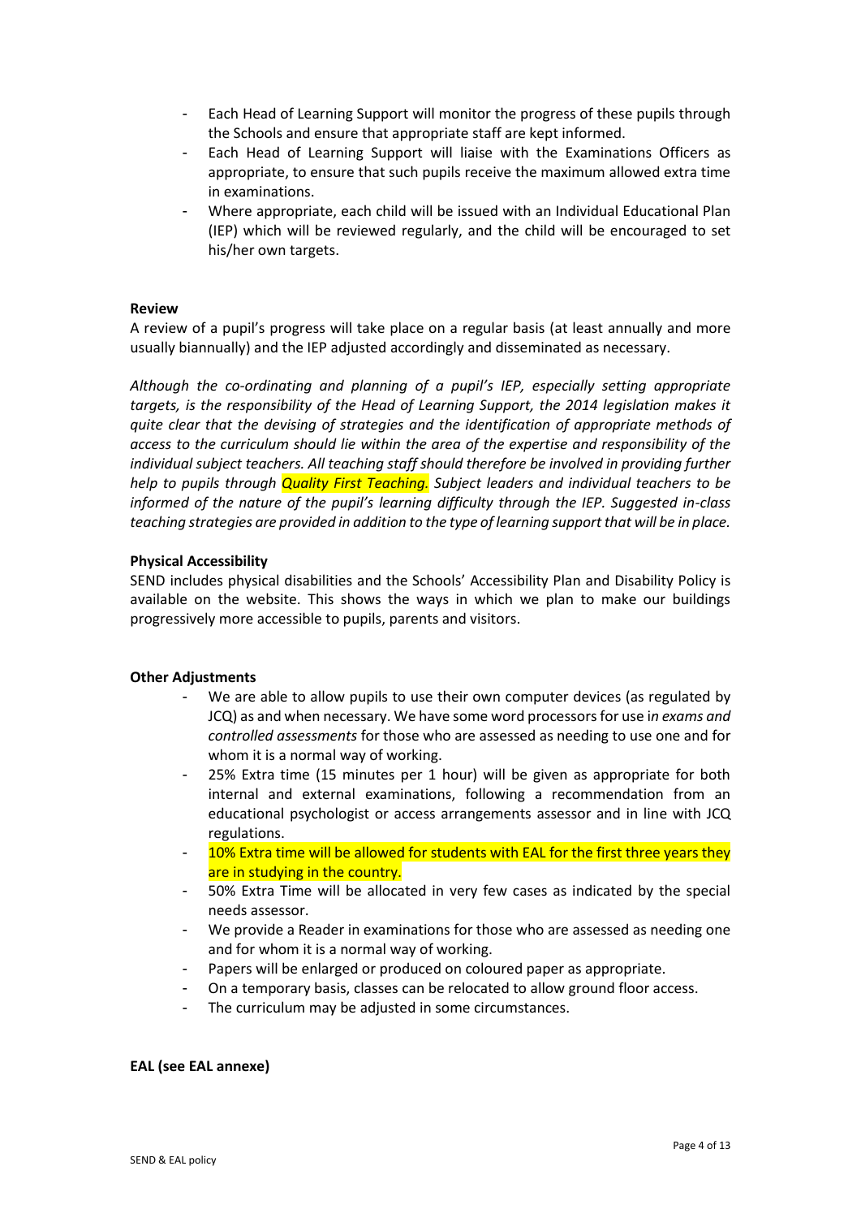- Each Head of Learning Support will monitor the progress of these pupils through the Schools and ensure that appropriate staff are kept informed.
- Each Head of Learning Support will liaise with the Examinations Officers as appropriate, to ensure that such pupils receive the maximum allowed extra time in examinations.
- Where appropriate, each child will be issued with an Individual Educational Plan (IEP) which will be reviewed regularly, and the child will be encouraged to set his/her own targets.

**Review**

A review of a pupil's progress will take place on a regular basis (at least annually and more usually biannually) and the IEP adjusted accordingly and disseminated as necessary.

*Although the co-ordinating and planning of a pupil's IEP, especially setting appropriate targets, is the responsibility of the Head of Learning Support, the 2014 legislation makes it quite clear that the devising of strategies and the identification of appropriate methods of access to the curriculum should lie within the area of the expertise and responsibility of the individual subject teachers. All teaching staff should therefore be involved in providing further help to pupils through Quality First Teaching. Subject leaders and individual teachers to be informed of the nature of the pupil's learning difficulty through the IEP. Suggested in-class teaching strategies are provided in addition to the type of learning support that will be in place.*

**Physical Accessibility**

SEND includes physical disabilities and the Schools' Accessibility Plan and Disability Policy is available on the website. This shows the ways in which we plan to make our buildings progressively more accessible to pupils, parents and visitors.

**Other Adjustments**

- We are able to allow pupils to use their own computer devices (as regulated by JCQ) as and when necessary. We have some word processors for use i*n exams and controlled assessments* for those who are assessed as needing to use one and for whom it is a normal way of working.
- 25% Extra time (15 minutes per 1 hour) will be given as appropriate for both internal and external examinations, following a recommendation from an educational psychologist or access arrangements assessor and in line with JCQ regulations.
- 10% Extra time will be allowed for students with EAL for the first three years they are in studying in the country.
- 50% Extra Time will be allocated in very few cases as indicated by the special needs assessor.
- We provide a Reader in examinations for those who are assessed as needing one and for whom it is a normal way of working.
- Papers will be enlarged or produced on coloured paper as appropriate.
- On a temporary basis, classes can be relocated to allow ground floor access.
- The curriculum may be adjusted in some circumstances.

**EAL (see EAL annexe)**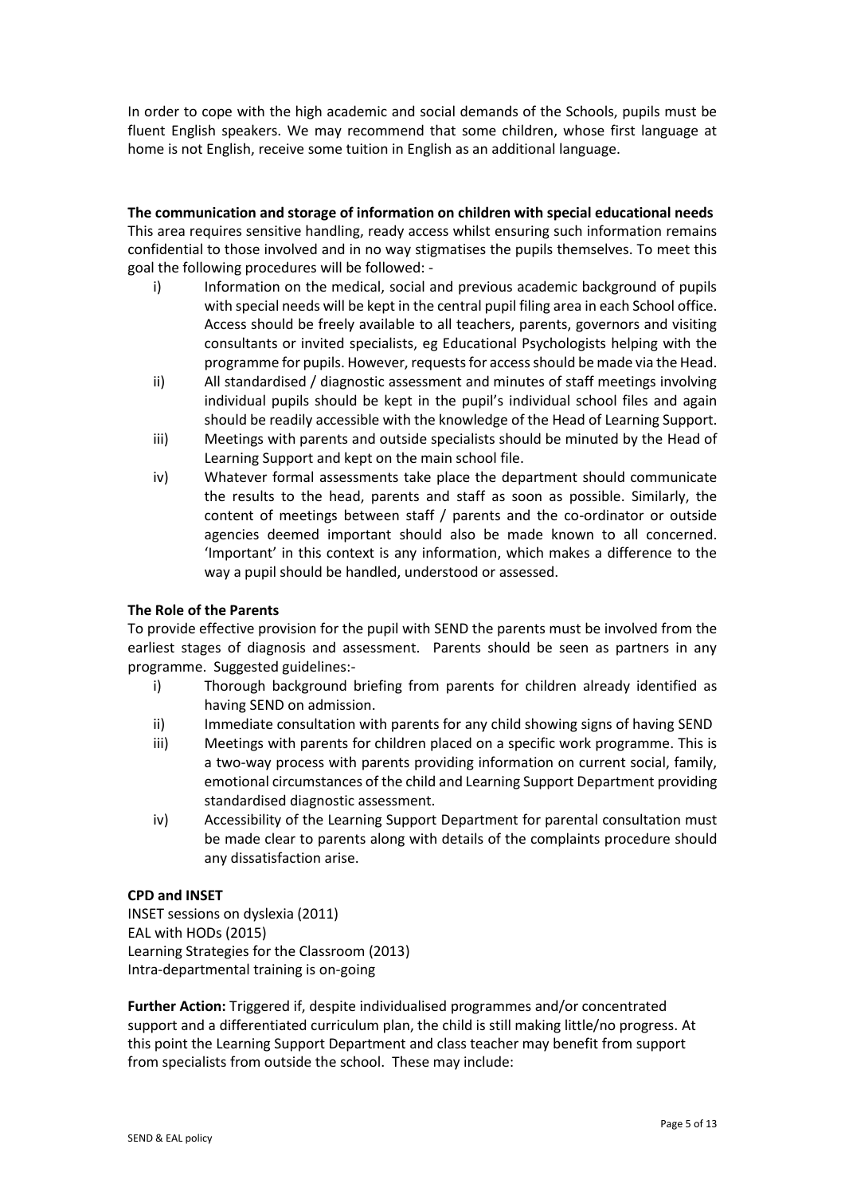In order to cope with the high academic and social demands of the Schools, pupils must be fluent English speakers. We may recommend that some children, whose first language at home is not English, receive some tuition in English as an additional language.

**The communication and storage of information on children with special educational needs**

This area requires sensitive handling, ready access whilst ensuring such information remains confidential to those involved and in no way stigmatises the pupils themselves. To meet this goal the following procedures will be followed: -

i) Information on the medical, social and previous academic background of pupils with special needs will be kept in the central pupil filing area in each School office. Access should be freely available to all teachers, parents, governors and visiting consultants or invited specialists, eg Educational Psychologists helping with the programme for pupils. However, requests for access should be made via the Head.

ii) All standardised / diagnostic assessment and minutes of staff meetings involving individual pupils should be kept in the pupil's individual school files and again should be readily accessible with the knowledge of the Head of Learning Support.

iii) Meetings with parents and outside specialists should be minuted by the Head of Learning Support and kept on the main school file.

iv) Whatever formal assessments take place the department should communicate the results to the head, parents and staff as soon as possible. Similarly, the content of meetings between staff / parents and the co-ordinator or outside agencies deemed important should also be made known to all concerned. 'Important' in this context is any information, which makes a difference to the way a pupil should be handled, understood or assessed.

**The Role of the Parents**

To provide effective provision for the pupil with SEND the parents must be involved from the earliest stages of diagnosis and assessment. Parents should be seen as partners in any programme. Suggested guidelines:-

i) Thorough background briefing from parents for children already identified as having SEND on admission.

ii) Immediate consultation with parents for any child showing signs of having SEND

iii) Meetings with parents for children placed on a specific work programme. This is a two-way process with parents providing information on current social, family, emotional circumstances of the child and Learning Support Department providing standardised diagnostic assessment.

iv) Accessibility of the Learning Support Department for parental consultation must be made clear to parents along with details of the complaints procedure should any dissatisfaction arise.

**CPD and INSET**

INSET sessions on dyslexia (2011)
EAL with HODs (2015)
Learning Strategies for the Classroom (2013)
Intra-departmental training is on-going

**Further Action:** Triggered if, despite individualised programmes and/or concentrated support and a differentiated curriculum plan, the child is still making little/no progress. At this point the Learning Support Department and class teacher may benefit from support from specialists from outside the school. These may include: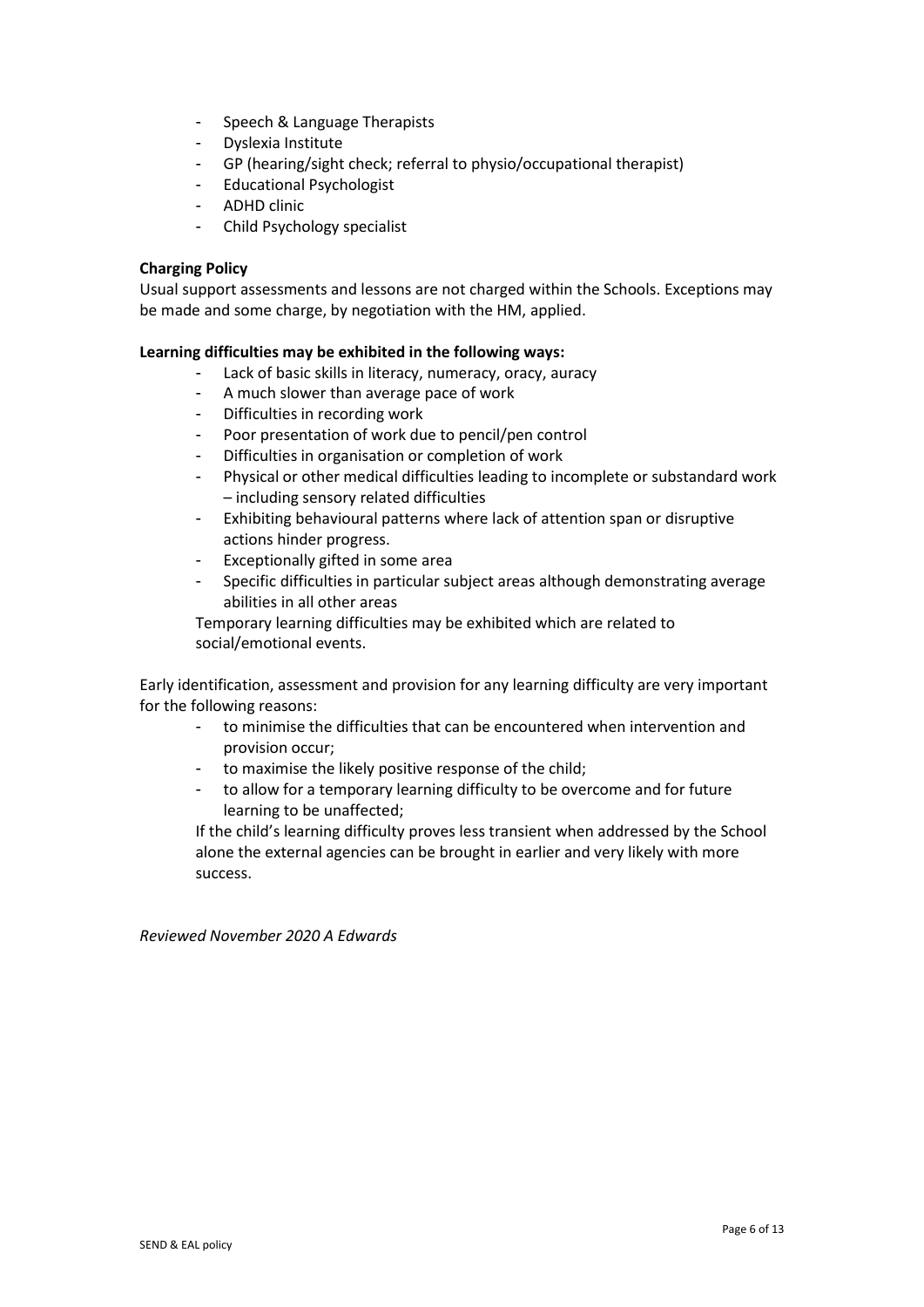- Speech & Language Therapists
- Dyslexia Institute
- GP (hearing/sight check; referral to physio/occupational therapist)
- Educational Psychologist
- ADHD clinic
- Child Psychology specialist

**Charging Policy**

Usual support assessments and lessons are not charged within the Schools. Exceptions may be made and some charge, by negotiation with the HM, applied.

**Learning difficulties may be exhibited in the following ways:**

- Lack of basic skills in literacy, numeracy, oracy, auracy
- A much slower than average pace of work
- Difficulties in recording work
- Poor presentation of work due to pencil/pen control
- Difficulties in organisation or completion of work
- Physical or other medical difficulties leading to incomplete or substandard work – including sensory related difficulties
- Exhibiting behavioural patterns where lack of attention span or disruptive actions hinder progress.
- Exceptionally gifted in some area
- Specific difficulties in particular subject areas although demonstrating average abilities in all other areas

Temporary learning difficulties may be exhibited which are related to social/emotional events.

Early identification, assessment and provision for any learning difficulty are very important for the following reasons:

- to minimise the difficulties that can be encountered when intervention and provision occur;
- to maximise the likely positive response of the child;
- to allow for a temporary learning difficulty to be overcome and for future learning to be unaffected;

If the child's learning difficulty proves less transient when addressed by the School alone the external agencies can be brought in earlier and very likely with more success.

*Reviewed November 2020 A Edwards*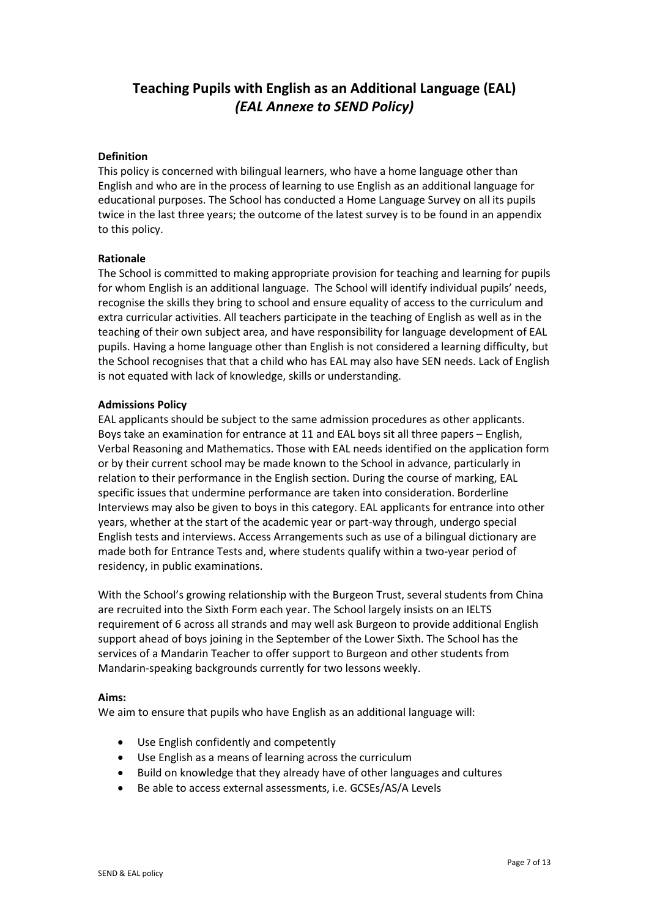# Teaching Pupils with English as an Additional Language (EAL)
## *(EAL Annexe to SEND Policy)*

**Definition**

This policy is concerned with bilingual learners, who have a home language other than English and who are in the process of learning to use English as an additional language for educational purposes. The School has conducted a Home Language Survey on all its pupils twice in the last three years; the outcome of the latest survey is to be found in an appendix to this policy.

**Rationale**

The School is committed to making appropriate provision for teaching and learning for pupils for whom English is an additional language. The School will identify individual pupils' needs, recognise the skills they bring to school and ensure equality of access to the curriculum and extra curricular activities. All teachers participate in the teaching of English as well as in the teaching of their own subject area, and have responsibility for language development of EAL pupils. Having a home language other than English is not considered a learning difficulty, but the School recognises that that a child who has EAL may also have SEN needs. Lack of English is not equated with lack of knowledge, skills or understanding.

**Admissions Policy**

EAL applicants should be subject to the same admission procedures as other applicants. Boys take an examination for entrance at 11 and EAL boys sit all three papers – English, Verbal Reasoning and Mathematics. Those with EAL needs identified on the application form or by their current school may be made known to the School in advance, particularly in relation to their performance in the English section. During the course of marking, EAL specific issues that undermine performance are taken into consideration. Borderline Interviews may also be given to boys in this category. EAL applicants for entrance into other years, whether at the start of the academic year or part-way through, undergo special English tests and interviews. Access Arrangements such as use of a bilingual dictionary are made both for Entrance Tests and, where students qualify within a two-year period of residency, in public examinations.

With the School's growing relationship with the Burgeon Trust, several students from China are recruited into the Sixth Form each year. The School largely insists on an IELTS requirement of 6 across all strands and may well ask Burgeon to provide additional English support ahead of boys joining in the September of the Lower Sixth. The School has the services of a Mandarin Teacher to offer support to Burgeon and other students from Mandarin-speaking backgrounds currently for two lessons weekly.

**Aims:**

We aim to ensure that pupils who have English as an additional language will:

- Use English confidently and competently
- Use English as a means of learning across the curriculum
- Build on knowledge that they already have of other languages and cultures
- Be able to access external assessments, i.e. GCSEs/AS/A Levels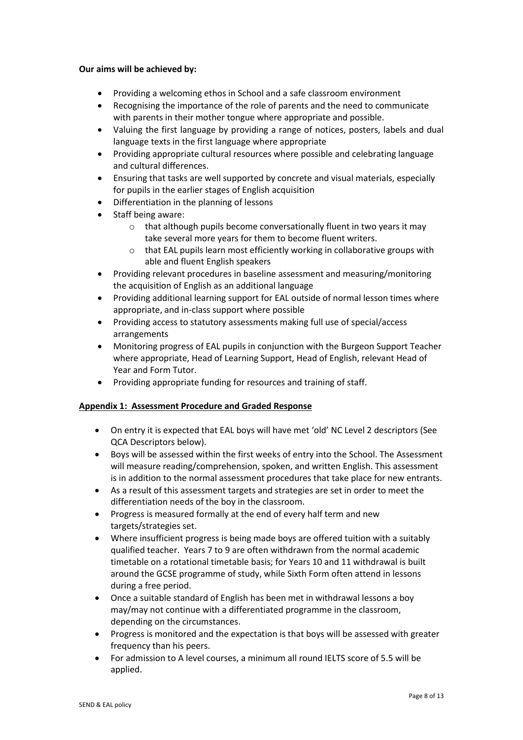**Our aims will be achieved by:**

- Providing a welcoming ethos in School and a safe classroom environment
- Recognising the importance of the role of parents and the need to communicate with parents in their mother tongue where appropriate and possible.
- Valuing the first language by providing a range of notices, posters, labels and dual language texts in the first language where appropriate
- Providing appropriate cultural resources where possible and celebrating language and cultural differences.
- Ensuring that tasks are well supported by concrete and visual materials, especially for pupils in the earlier stages of English acquisition
- Differentiation in the planning of lessons
- Staff being aware:
    - that although pupils become conversationally fluent in two years it may take several more years for them to become fluent writers.
    - that EAL pupils learn most efficiently working in collaborative groups with able and fluent English speakers
- Providing relevant procedures in baseline assessment and measuring/monitoring the acquisition of English as an additional language
- Providing additional learning support for EAL outside of normal lesson times where appropriate, and in-class support where possible
- Providing access to statutory assessments making full use of special/access arrangements
- Monitoring progress of EAL pupils in conjunction with the Burgeon Support Teacher where appropriate, Head of Learning Support, Head of English, relevant Head of Year and Form Tutor.
- Providing appropriate funding for resources and training of staff.

**<u>Appendix 1: Assessment Procedure and Graded Response</u>**

- On entry it is expected that EAL boys will have met 'old' NC Level 2 descriptors (See QCA Descriptors below).
- Boys will be assessed within the first weeks of entry into the School. The Assessment will measure reading/comprehension, spoken, and written English. This assessment is in addition to the normal assessment procedures that take place for new entrants.
- As a result of this assessment targets and strategies are set in order to meet the differentiation needs of the boy in the classroom.
- Progress is measured formally at the end of every half term and new targets/strategies set.
- Where insufficient progress is being made boys are offered tuition with a suitably qualified teacher. Years 7 to 9 are often withdrawn from the normal academic timetable on a rotational timetable basis; for Years 10 and 11 withdrawal is built around the GCSE programme of study, while Sixth Form often attend in lessons during a free period.
- Once a suitable standard of English has been met in withdrawal lessons a boy may/may not continue with a differentiated programme in the classroom, depending on the circumstances.
- Progress is monitored and the expectation is that boys will be assessed with greater frequency than his peers.
- For admission to A level courses, a minimum all round IELTS score of 5.5 will be applied.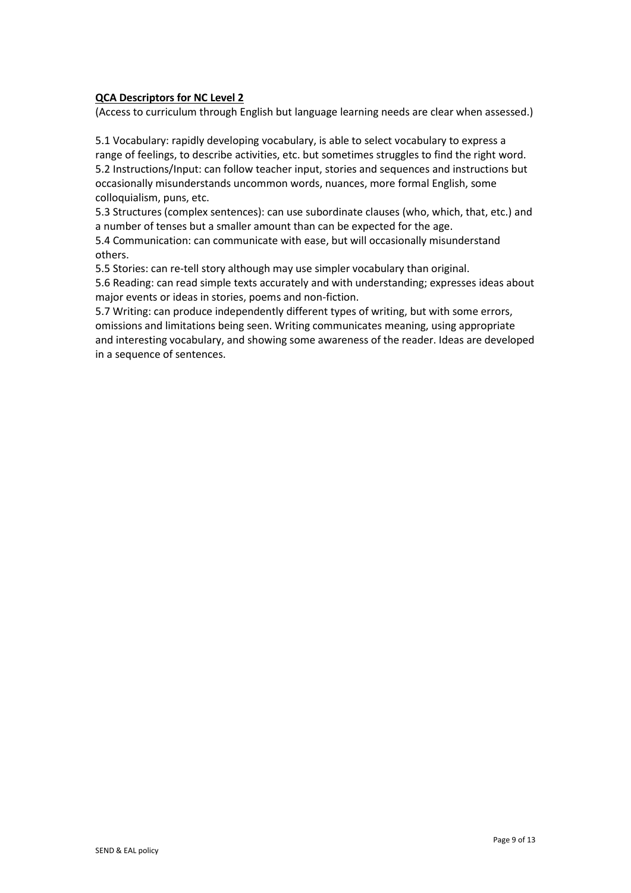**QCA Descriptors for NC Level 2**

(Access to curriculum through English but language learning needs are clear when assessed.)

5.1 Vocabulary: rapidly developing vocabulary, is able to select vocabulary to express a range of feelings, to describe activities, etc. but sometimes struggles to find the right word.
5.2 Instructions/Input: can follow teacher input, stories and sequences and instructions but occasionally misunderstands uncommon words, nuances, more formal English, some colloquialism, puns, etc.
5.3 Structures (complex sentences): can use subordinate clauses (who, which, that, etc.) and a number of tenses but a smaller amount than can be expected for the age.
5.4 Communication: can communicate with ease, but will occasionally misunderstand others.
5.5 Stories: can re-tell story although may use simpler vocabulary than original.
5.6 Reading: can read simple texts accurately and with understanding; expresses ideas about major events or ideas in stories, poems and non-fiction.
5.7 Writing: can produce independently different types of writing, but with some errors, omissions and limitations being seen. Writing communicates meaning, using appropriate and interesting vocabulary, and showing some awareness of the reader. Ideas are developed in a sequence of sentences.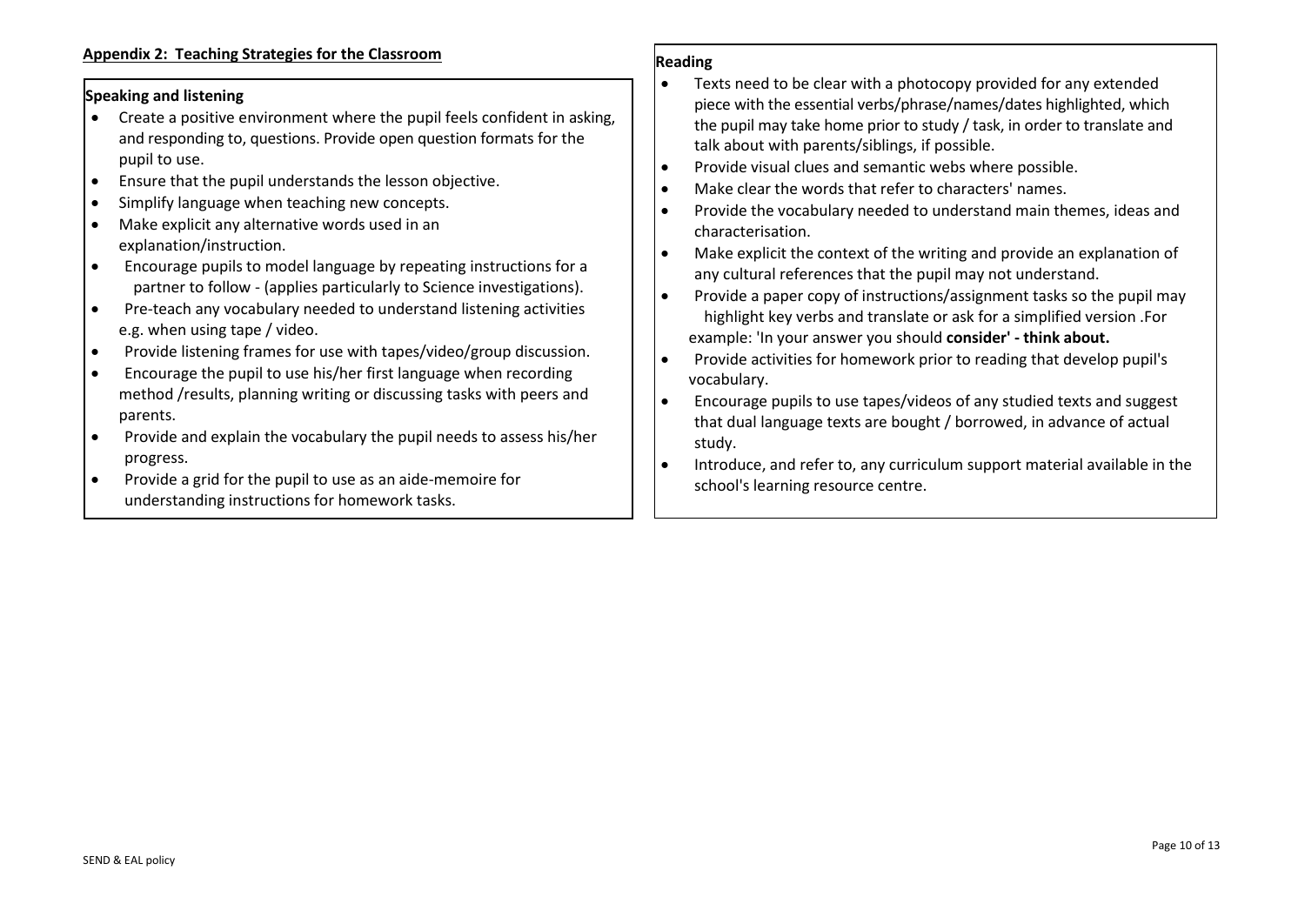## Appendix 2: Teaching Strategies for the Classroom

### Speaking and listening

- Create a positive environment where the pupil feels confident in asking, and responding to, questions. Provide open question formats for the pupil to use.
- Ensure that the pupil understands the lesson objective.
- Simplify language when teaching new concepts.
- Make explicit any alternative words used in an explanation/instruction.
- Encourage pupils to model language by repeating instructions for a partner to follow - (applies particularly to Science investigations).
- Pre-teach any vocabulary needed to understand listening activities e.g. when using tape / video.
- Provide listening frames for use with tapes/video/group discussion.
- Encourage the pupil to use his/her first language when recording method /results, planning writing or discussing tasks with peers and parents.
- Provide and explain the vocabulary the pupil needs to assess his/her progress.
- Provide a grid for the pupil to use as an aide-memoire for understanding instructions for homework tasks.

### Reading

- Texts need to be clear with a photocopy provided for any extended piece with the essential verbs/phrase/names/dates highlighted, which the pupil may take home prior to study / task, in order to translate and talk about with parents/siblings, if possible.
- Provide visual clues and semantic webs where possible.
- Make clear the words that refer to characters' names.
- Provide the vocabulary needed to understand main themes, ideas and characterisation.
- Make explicit the context of the writing and provide an explanation of any cultural references that the pupil may not understand.
- Provide a paper copy of instructions/assignment tasks so the pupil may highlight key verbs and translate or ask for a simplified version .For example: 'In your answer you should **consider' - think about.**
- Provide activities for homework prior to reading that develop pupil's vocabulary.
- Encourage pupils to use tapes/videos of any studied texts and suggest that dual language texts are bought / borrowed, in advance of actual study.
- Introduce, and refer to, any curriculum support material available in the school's learning resource centre.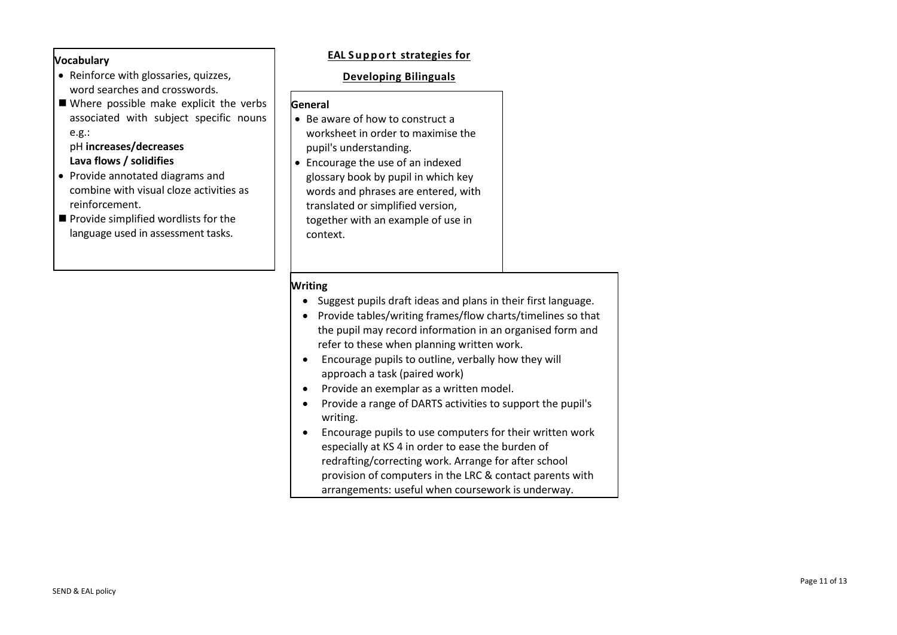## EAL Support strategies for

## Developing Bilinguals

### Vocabulary

- Reinforce with glossaries, quizzes, word searches and crosswords.
- Where possible make explicit the verbs associated with subject specific nouns e.g.:

  pH **increases/decreases**

  **Lava flows / solidifies**
- Provide annotated diagrams and combine with visual cloze activities as reinforcement.
- Provide simplified wordlists for the language used in assessment tasks.

### General

- Be aware of how to construct a worksheet in order to maximise the pupil's understanding.
- Encourage the use of an indexed glossary book by pupil in which key words and phrases are entered, with translated or simplified version, together with an example of use in context.

### Writing

- Suggest pupils draft ideas and plans in their first language.
- Provide tables/writing frames/flow charts/timelines so that the pupil may record information in an organised form and refer to these when planning written work.
- Encourage pupils to outline, verbally how they will approach a task (paired work)
- Provide an exemplar as a written model.
- Provide a range of DARTS activities to support the pupil's writing.
- Encourage pupils to use computers for their written work especially at KS 4 in order to ease the burden of redrafting/correcting work. Arrange for after school provision of computers in the LRC & contact parents with arrangements: useful when coursework is underway.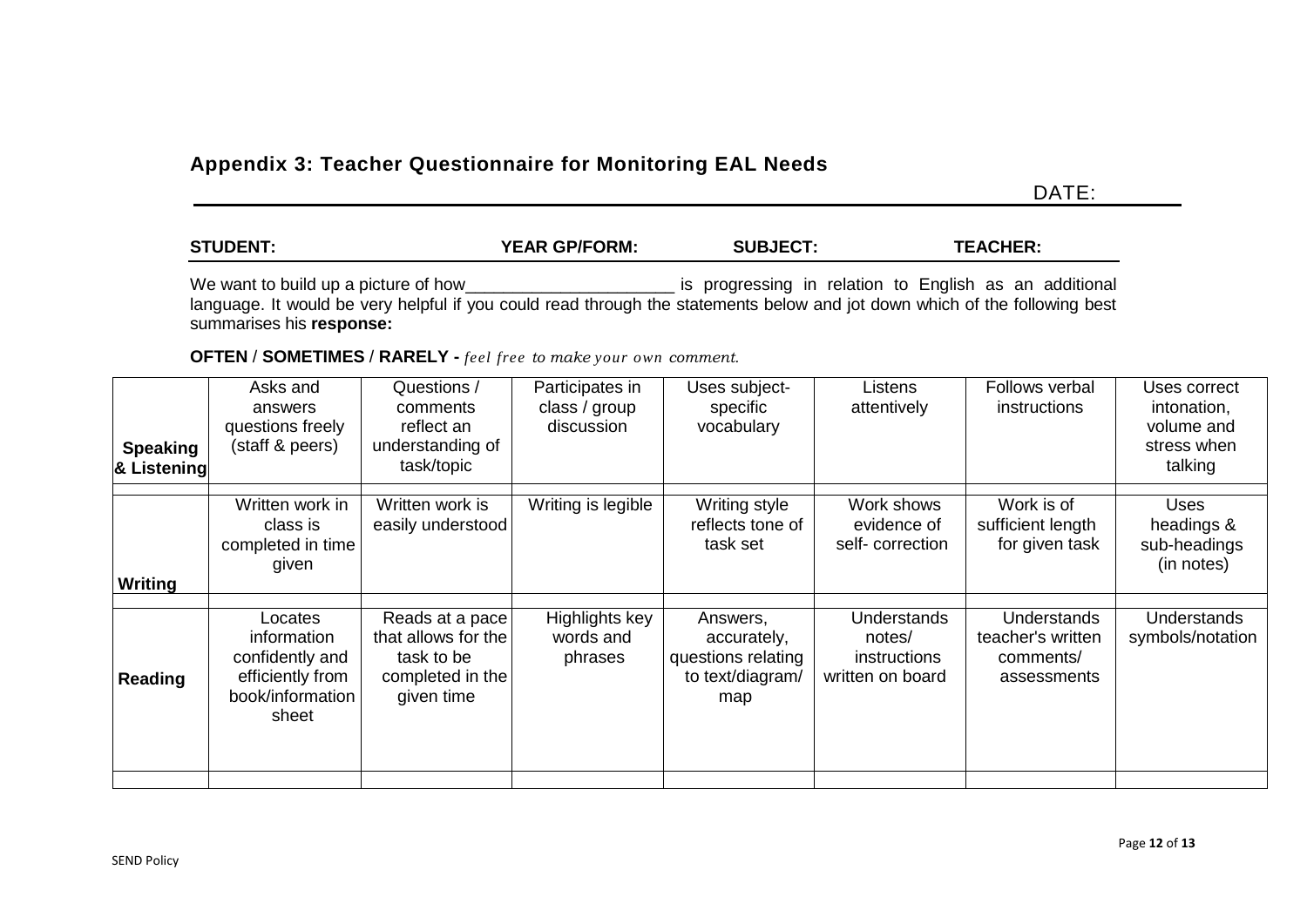## Appendix 3: Teacher Questionnaire for Monitoring EAL Needs

DATE:

**STUDENT:** **YEAR GP/FORM:** **SUBJECT:** **TEACHER:**

We want to build up a picture of how______________________ is progressing in relation to English as an additional language. It would be very helpful if you could read through the statements below and jot down which of the following best summarises his **response:**

**OFTEN** / **SOMETIMES** / **RARELY -** *feel free to make your own comment.*

| | | | | | | | |
|---|---|---|---|---|---|---|---|
| **Speaking & Listening** | Asks and answers questions freely (staff & peers) | Questions / comments reflect an understanding of task/topic | Participates in class / group discussion | Uses subject-specific vocabulary | Listens attentively | Follows verbal instructions | Uses correct intonation, volume and stress when talking |
| | | | | | | | |
| **Writing** | Written work in class is completed in time given | Written work is easily understood | Writing is legible | Writing style reflects tone of task set | Work shows evidence of self- correction | Work is of sufficient length for given task | Uses headings & sub-headings (in notes) |
| | | | | | | | |
| **Reading** | Locates information confidently and efficiently from book/information sheet | Reads at a pace that allows for the task to be completed in the given time | Highlights key words and phrases | Answers, accurately, questions relating to text/diagram/ map | Understands notes/ instructions written on board | Understands teacher's written comments/ assessments | Understands symbols/notation |
| | | | | | | | |